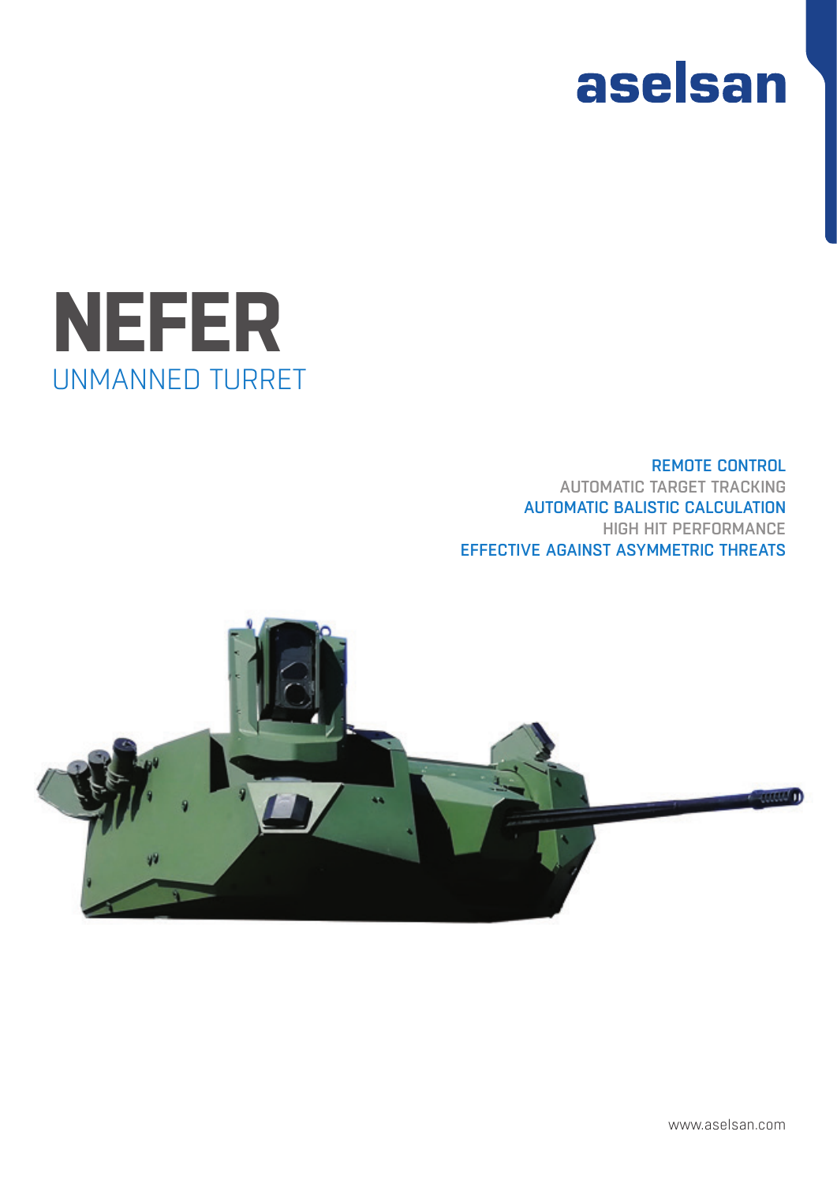aselsan

# NEFER

## UNMANNED TURRET

REMOTE CONTROL
AUTOMATIC TARGET TRACKING
AUTOMATIC BALISTIC CALCULATION
HIGH HIT PERFORMANCE
EFFECTIVE AGAINST ASYMMETRIC THREATS

www.aselsan.com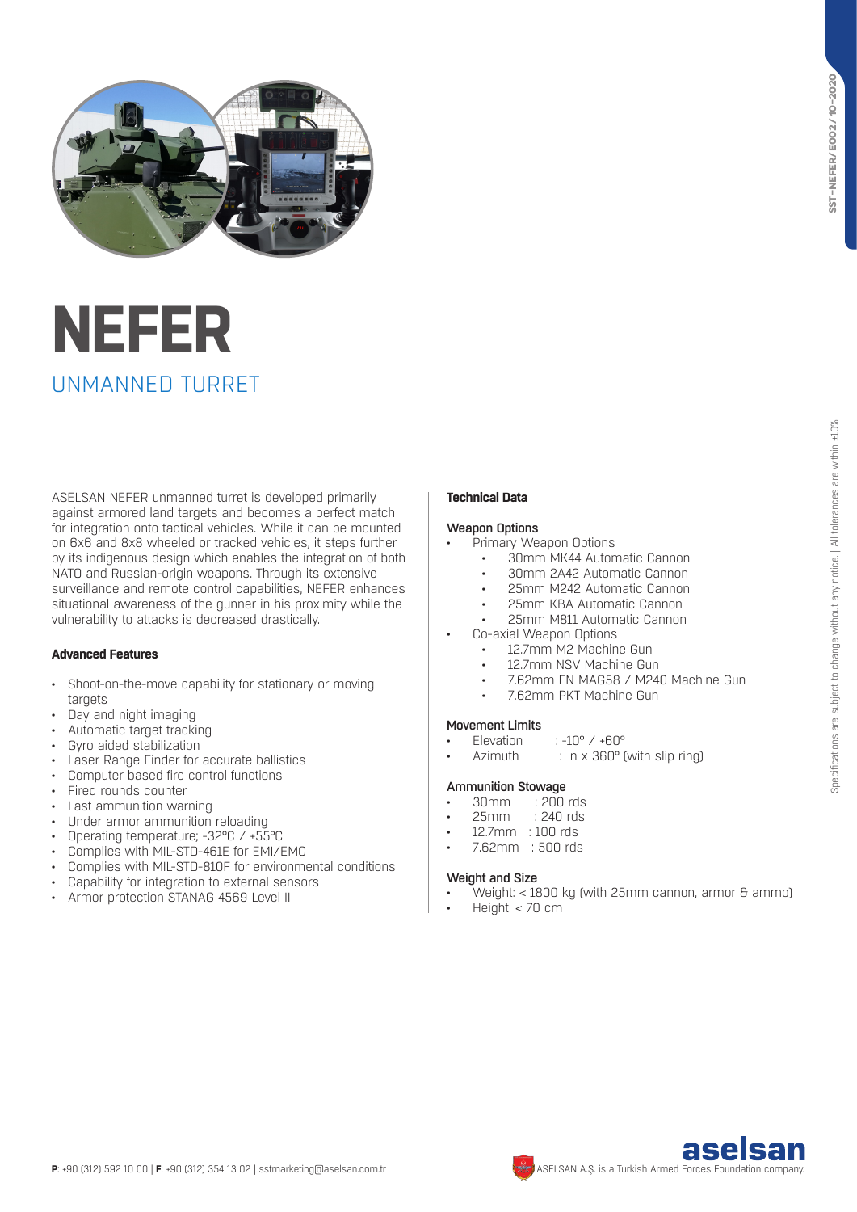# NEFER

## UNMANNED TURRET

ASELSAN NEFER unmanned turret is developed primarily against armored land targets and becomes a perfect match for integration onto tactical vehicles. While it can be mounted on 6x6 and 8x8 wheeled or tracked vehicles, it steps further by its indigenous design which enables the integration of both NATO and Russian-origin weapons. Through its extensive surveillance and remote control capabilities, NEFER enhances situational awareness of the gunner in his proximity while the vulnerability to attacks is decreased drastically.

### Advanced Features

- Shoot-on-the-move capability for stationary or moving targets
- Day and night imaging
- Automatic target tracking
- Gyro aided stabilization
- Laser Range Finder for accurate ballistics
- Computer based fire control functions
- Fired rounds counter
- Last ammunition warning
- Under armor ammunition reloading
- Operating temperature; -32°C / +55°C
- Complies with MIL-STD-461E for EMI/EMC
- Complies with MIL-STD-810F for environmental conditions
- Capability for integration to external sensors
- Armor protection STANAG 4569 Level II

### Technical Data

#### Weapon Options

- Primary Weapon Options
  - 30mm MK44 Automatic Cannon
  - 30mm 2A42 Automatic Cannon
  - 25mm M242 Automatic Cannon
  - 25mm KBA Automatic Cannon
  - 25mm M811 Automatic Cannon
- Co-axial Weapon Options
  - 12.7mm M2 Machine Gun
  - 12.7mm NSV Machine Gun
  - 7.62mm FN MAG58 / M240 Machine Gun
  - 7.62mm PKT Machine Gun

#### Movement Limits

- Elevation : -10° / +60°
- Azimuth : n x 360° (with slip ring)

#### Ammunition Stowage

- 30mm : 200 rds
- 25mm : 240 rds
- 12.7mm : 100 rds
- 7.62mm : 500 rds

#### Weight and Size

- Weight: < 1800 kg (with 25mm cannon, armor & ammo)
- Height: < 70 cm

Specifications are subject to change without any notice. | All tolerances are within ±10%.

**P**: +90 (312) 592 10 00 | **F**: +90 (312) 354 13 02 | sstmarketing@aselsan.com.tr

aselsan

ASELSAN A.Ş. is a Turkish Armed Forces Foundation company.